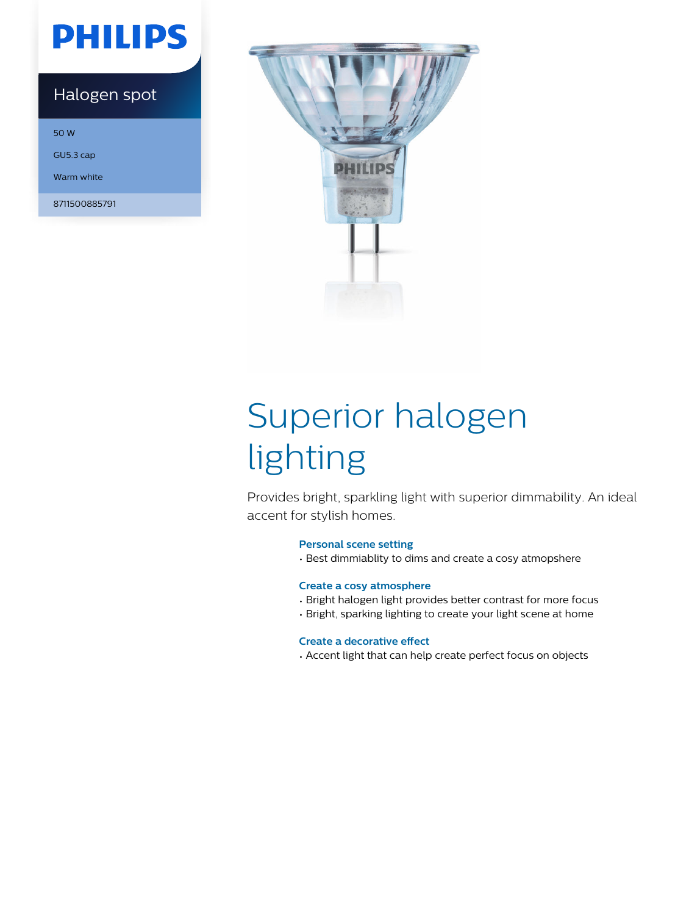PHILIPS

Halogen spot

50 W

GU5.3 cap

Warm white

8711500885791

# Superior halogen lighting

Provides bright, sparkling light with superior dimmability. An ideal accent for stylish homes.

### Personal scene setting

- Best dimmiablity to dims and create a cosy atmopshere

### Create a cosy atmosphere

- Bright halogen light provides better contrast for more focus
- Bright, sparking lighting to create your light scene at home

### Create a decorative effect

- Accent light that can help create perfect focus on objects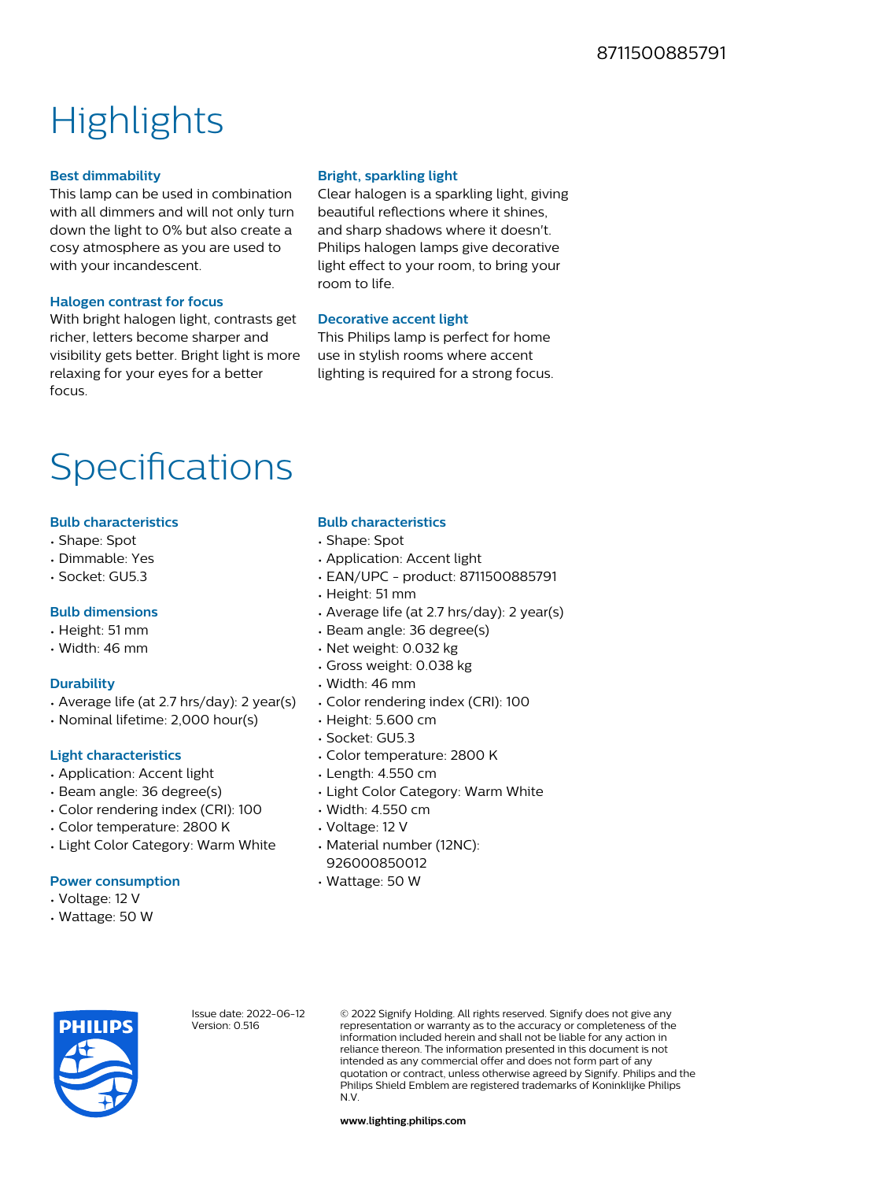8711500885791

# Highlights

### Best dimmability

This lamp can be used in combination with all dimmers and will not only turn down the light to 0% but also create a cosy atmosphere as you are used to with your incandescent.

### Halogen contrast for focus

With bright halogen light, contrasts get richer, letters become sharper and visibility gets better. Bright light is more relaxing for your eyes for a better focus.

### Bright, sparkling light

Clear halogen is a sparkling light, giving beautiful reflections where it shines, and sharp shadows where it doesn't. Philips halogen lamps give decorative light effect to your room, to bring your room to life.

### Decorative accent light

This Philips lamp is perfect for home use in stylish rooms where accent lighting is required for a strong focus.

# Specifications

### Bulb characteristics

- Shape: Spot
- Dimmable: Yes
- Socket: GU5.3

### Bulb dimensions

- Height: 51 mm
- Width: 46 mm

### Durability

- Average life (at 2.7 hrs/day): 2 year(s)
- Nominal lifetime: 2,000 hour(s)

### Light characteristics

- Application: Accent light
- Beam angle: 36 degree(s)
- Color rendering index (CRI): 100
- Color temperature: 2800 K
- Light Color Category: Warm White

### Power consumption

- Voltage: 12 V
- Wattage: 50 W

### Bulb characteristics

- Shape: Spot
- Application: Accent light
- EAN/UPC - product: 8711500885791
- Height: 51 mm
- Average life (at 2.7 hrs/day): 2 year(s)
- Beam angle: 36 degree(s)
- Net weight: 0.032 kg
- Gross weight: 0.038 kg
- Width: 46 mm
- Color rendering index (CRI): 100
- Height: 5.600 cm
- Socket: GU5.3
- Color temperature: 2800 K
- Length: 4.550 cm
- Light Color Category: Warm White
- Width: 4.550 cm
- Voltage: 12 V
- Material number (12NC): 926000850012
- Wattage: 50 W

Issue date: 2022-06-12
Version: 0.516

© 2022 Signify Holding. All rights reserved. Signify does not give any representation or warranty as to the accuracy or completeness of the information included herein and shall not be liable for any action in reliance thereon. The information presented in this document is not intended as any commercial offer and does not form part of any quotation or contract, unless otherwise agreed by Signify. Philips and the Philips Shield Emblem are registered trademarks of Koninklijke Philips N.V.

**www.lighting.philips.com**